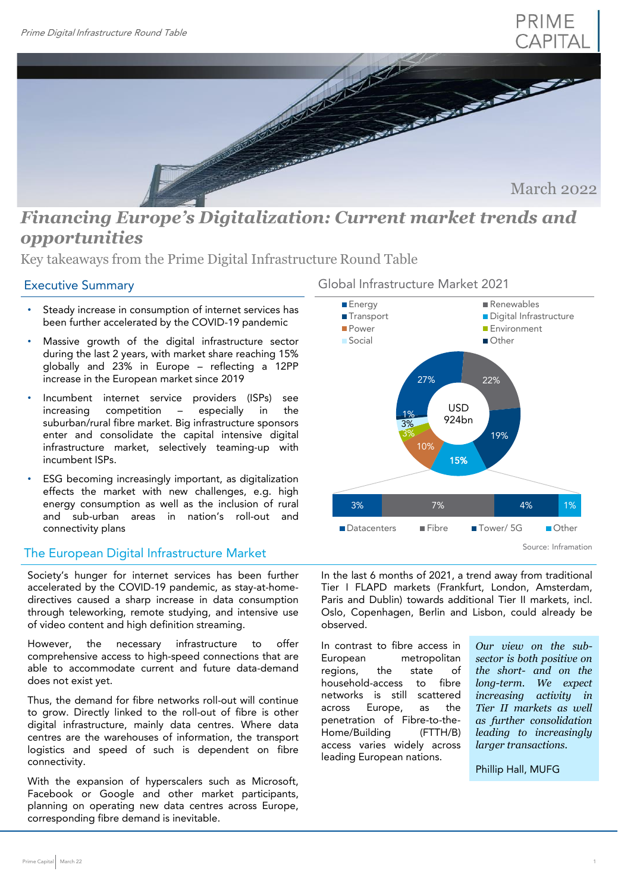March 2022

# *Financing Europe's Digitalization: Current market trends and opportunities*

Key takeaways from the Prime Digital Infrastructure Round Table

## Executive Summary

- Steady increase in consumption of internet services has been further accelerated by the COVID-19 pandemic
- Massive growth of the digital infrastructure sector during the last 2 years, with market share reaching 15% globally and 23% in Europe – reflecting a 12PP increase in the European market since 2019
- Incumbent internet service providers (ISPs) see increasing competition – especially in the suburban/rural fibre market. Big infrastructure sponsors enter and consolidate the capital intensive digital infrastructure market, selectively teaming-up with incumbent ISPs.
- ESG becoming increasingly important, as digitalization effects the market with new challenges, e.g. high energy consumption as well as the inclusion of rural and sub-urban areas in nation's roll-out and connectivity plans

### Global Infrastructure Market 2021

USD 924bn

| Segment | Share |
|---|---|
| Energy | 27% |
| Renewables | 22% |
| Transport | 19% |
| Digital Infrastructure | 15% |
| Power | 10% |
| Environment | 3% |
| Social | 3% |
| Other | 1% |

Digital Infrastructure breakdown:

| Datacenters | Fibre | Tower/ 5G | Other |
|---|---|---|---|
| 3% | 7% | 4% | 1% |

Source: Inframation

## The European Digital Infrastructure Market

Society's hunger for internet services has been further accelerated by the COVID-19 pandemic, as stay-at-home-directives caused a sharp increase in data consumption through teleworking, remote studying, and intensive use of video content and high definition streaming.

However, the necessary infrastructure to offer comprehensive access to high-speed connections that are able to accommodate current and future data-demand does not exist yet.

Thus, the demand for fibre networks roll-out will continue to grow. Directly linked to the roll-out of fibre is other digital infrastructure, mainly data centres. Where data centres are the warehouses of information, the transport logistics and speed of such is dependent on fibre connectivity.

With the expansion of hyperscalers such as Microsoft, Facebook or Google and other market participants, planning on operating new data centres across Europe, corresponding fibre demand is inevitable.

In the last 6 months of 2021, a trend away from traditional Tier I FLAPD markets (Frankfurt, London, Amsterdam, Paris and Dublin) towards additional Tier II markets, incl. Oslo, Copenhagen, Berlin and Lisbon, could already be observed.

In contrast to fibre access in European metropolitan regions, the state of household-access to fibre networks is still scattered across Europe, as the penetration of Fibre-to-the-Home/Building (FTTH/B) access varies widely across leading European nations.

> *Our view on the sub-sector is both positive on the short- and on the long-term. We expect increasing activity in Tier II markets as well as further consolidation leading to increasingly larger transactions.*
>
> Phillip Hall, MUFG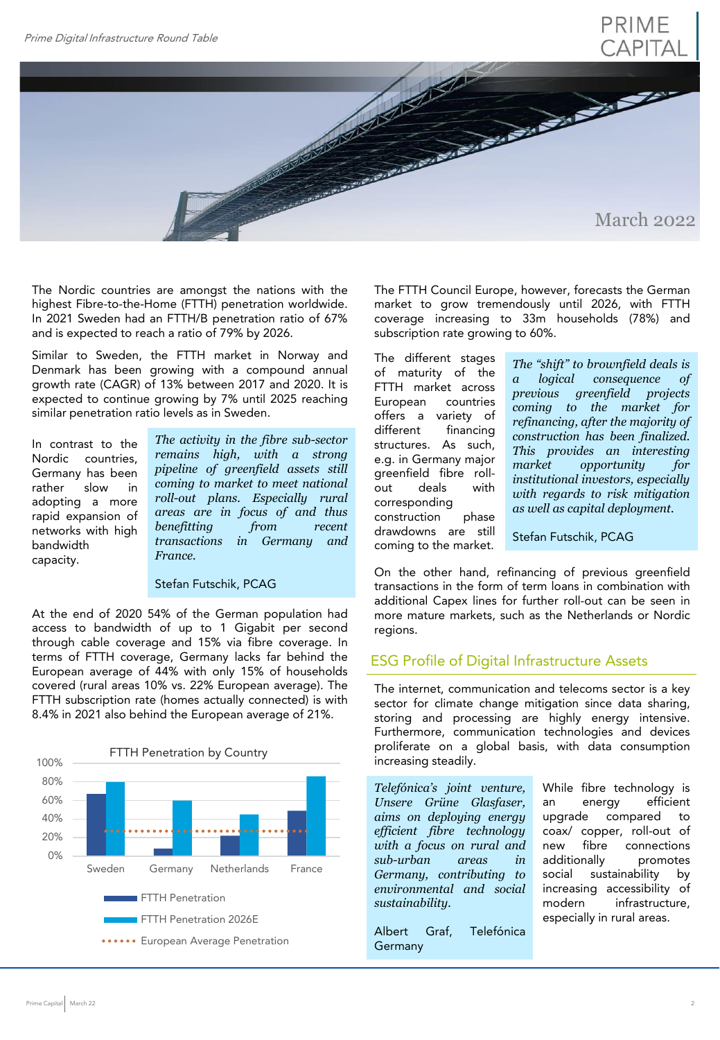March 2022

The Nordic countries are amongst the nations with the highest Fibre-to-the-Home (FTTH) penetration worldwide. In 2021 Sweden had an FTTH/B penetration ratio of 67% and is expected to reach a ratio of 79% by 2026.

Similar to Sweden, the FTTH market in Norway and Denmark has been growing with a compound annual growth rate (CAGR) of 13% between 2017 and 2020. It is expected to continue growing by 7% until 2025 reaching similar penetration ratio levels as in Sweden.

In contrast to the Nordic countries, Germany has been rather slow in adopting a more rapid expansion of networks with high bandwidth capacity.

> *The activity in the fibre sub-sector remains high, with a strong pipeline of greenfield assets still coming to market to meet national roll-out plans. Especially rural areas are in focus of and thus benefitting from recent transactions in Germany and France.*
>
> Stefan Futschik, PCAG

At the end of 2020 54% of the German population had access to bandwidth of up to 1 Gigabit per second through cable coverage and 15% via fibre coverage. In terms of FTTH coverage, Germany lacks far behind the European average of 44% with only 15% of households covered (rural areas 10% vs. 22% European average). The FTTH subscription rate (homes actually connected) is with 8.4% in 2021 also behind the European average of 21%.

FTTH Penetration by Country

- FTTH Penetration
- FTTH Penetration 2026E
- European Average Penetration

(Sweden, Germany, Netherlands, France; 0%–100%)

The FTTH Council Europe, however, forecasts the German market to grow tremendously until 2026, with FTTH coverage increasing to 33m households (78%) and subscription rate growing to 60%.

The different stages of maturity of the FTTH market across European countries offers a variety of different financing structures. As such, e.g. in Germany major greenfield fibre roll-out deals with corresponding construction phase drawdowns are still coming to the market.

> *The "shift" to brownfield deals is a logical consequence of previous greenfield projects coming to the market for refinancing, after the majority of construction has been finalized. This provides an interesting market opportunity for institutional investors, especially with regards to risk mitigation as well as capital deployment.*
>
> Stefan Futschik, PCAG

On the other hand, refinancing of previous greenfield transactions in the form of term loans in combination with additional Capex lines for further roll-out can be seen in more mature markets, such as the Netherlands or Nordic regions.

## ESG Profile of Digital Infrastructure Assets

The internet, communication and telecoms sector is a key sector for climate change mitigation since data sharing, storing and processing are highly energy intensive. Furthermore, communication technologies and devices proliferate on a global basis, with data consumption increasing steadily.

> *Telefónica's joint venture, Unsere Grüne Glasfaser, aims on deploying energy efficient fibre technology with a focus on rural and sub-urban areas in Germany, contributing to environmental and social sustainability.*
>
> Albert Graf, Telefónica Germany

While fibre technology is an energy efficient upgrade compared to coax/ copper, roll-out of new fibre connections additionally promotes social sustainability by increasing accessibility of modern infrastructure, especially in rural areas.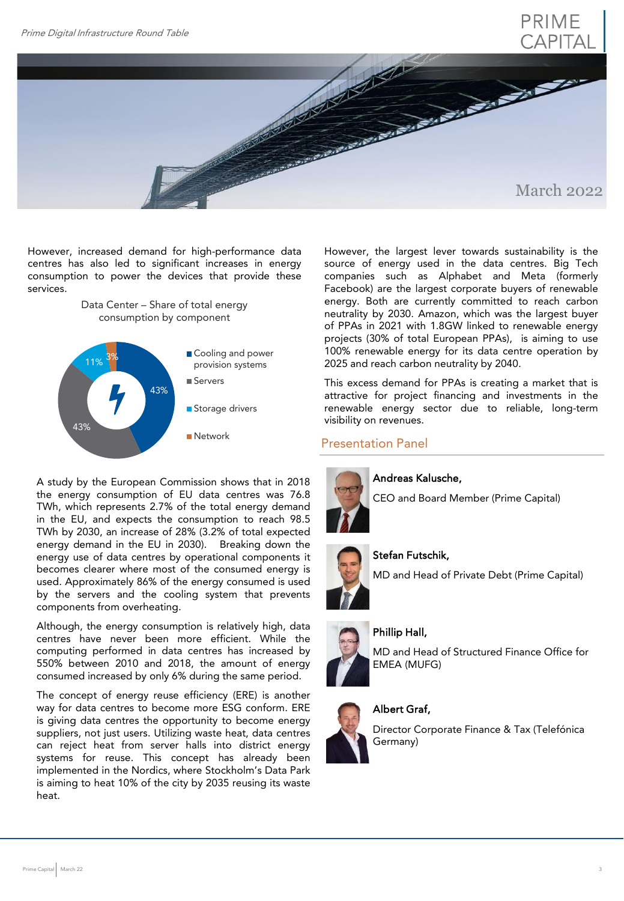However, increased demand for high-performance data centres has also led to significant increases in energy consumption to power the devices that provide these services.

Data Center – Share of total energy consumption by component

| Component | Share |
|---|---|
| Cooling and power provision systems | 43% |
| Servers | 43% |
| Storage drivers | 11% |
| Network | 3% |

A study by the European Commission shows that in 2018 the energy consumption of EU data centres was 76.8 TWh, which represents 2.7% of the total energy demand in the EU, and expects the consumption to reach 98.5 TWh by 2030, an increase of 28% (3.2% of total expected energy demand in the EU in 2030). Breaking down the energy use of data centres by operational components it becomes clearer where most of the consumed energy is used. Approximately 86% of the energy consumed is used by the servers and the cooling system that prevents components from overheating.

Although, the energy consumption is relatively high, data centres have never been more efficient. While the computing performed in data centres has increased by 550% between 2010 and 2018, the amount of energy consumed increased by only 6% during the same period.

The concept of energy reuse efficiency (ERE) is another way for data centres to become more ESG conform. ERE is giving data centres the opportunity to become energy suppliers, not just users. Utilizing waste heat, data centres can reject heat from server halls into district energy systems for reuse. This concept has already been implemented in the Nordics, where Stockholm's Data Park is aiming to heat 10% of the city by 2035 reusing its waste heat.

However, the largest lever towards sustainability is the source of energy used in the data centres. Big Tech companies such as Alphabet and Meta (formerly Facebook) are the largest corporate buyers of renewable energy. Both are currently committed to reach carbon neutrality by 2030. Amazon, which was the largest buyer of PPAs in 2021 with 1.8GW linked to renewable energy projects (30% of total European PPAs), is aiming to use 100% renewable energy for its data centre operation by 2025 and reach carbon neutrality by 2040.

This excess demand for PPAs is creating a market that is attractive for project financing and investments in the renewable energy sector due to reliable, long-term visibility on revenues.

## Presentation Panel

**Andreas Kalusche,**

CEO and Board Member (Prime Capital)

**Stefan Futschik,**

MD and Head of Private Debt (Prime Capital)

**Phillip Hall,**

MD and Head of Structured Finance Office for EMEA (MUFG)

**Albert Graf,**

Director Corporate Finance & Tax (Telefónica Germany)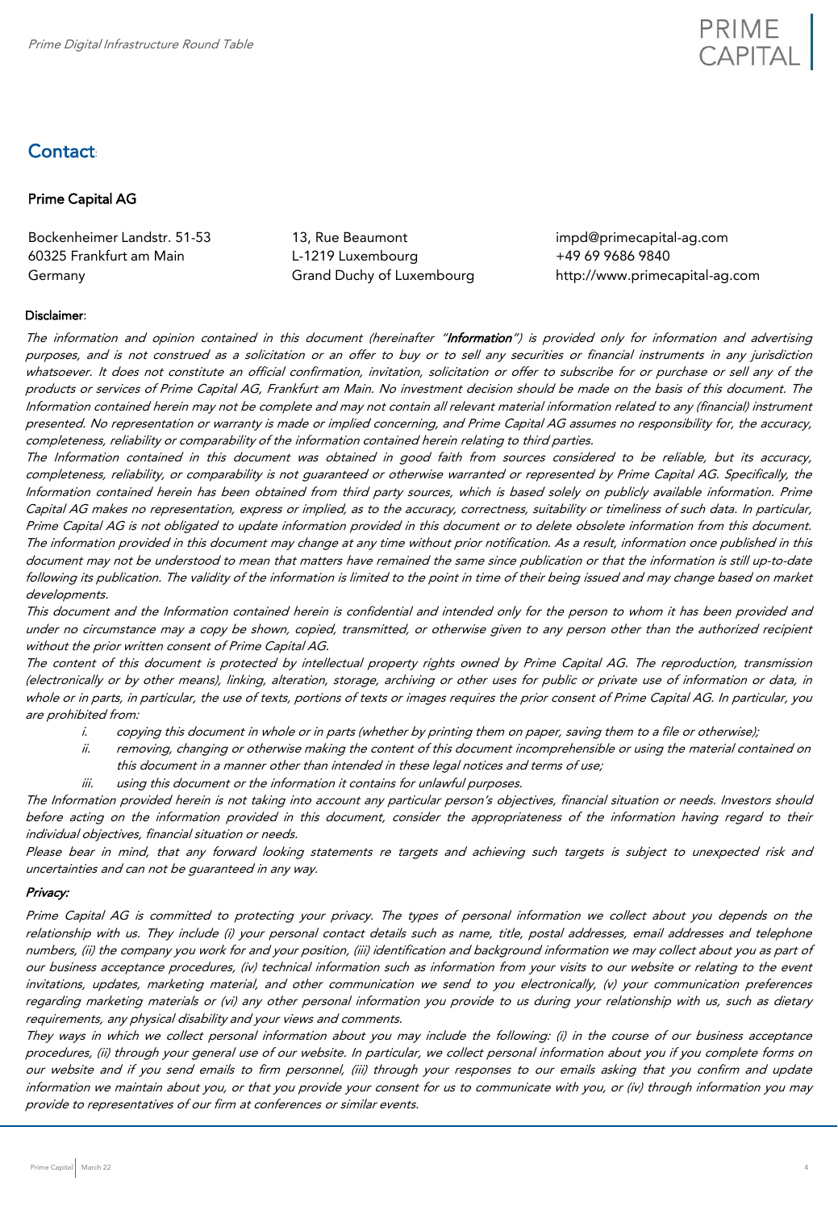## Contact:

**Prime Capital AG**

Bockenheimer Landstr. 51-53
60325 Frankfurt am Main
Germany

13, Rue Beaumont
L-1219 Luxembourg
Grand Duchy of Luxembourg

impd@primecapital-ag.com
+49 69 9686 9840
http://www.primecapital-ag.com

**Disclaimer**:

*The information and opinion contained in this document (hereinafter "**Information**") is provided only for information and advertising purposes, and is not construed as a solicitation or an offer to buy or to sell any securities or financial instruments in any jurisdiction whatsoever. It does not constitute an official confirmation, invitation, solicitation or offer to subscribe for or purchase or sell any of the products or services of Prime Capital AG, Frankfurt am Main. No investment decision should be made on the basis of this document. The Information contained herein may not be complete and may not contain all relevant material information related to any (financial) instrument presented. No representation or warranty is made or implied concerning, and Prime Capital AG assumes no responsibility for, the accuracy, completeness, reliability or comparability of the information contained herein relating to third parties.*

*The Information contained in this document was obtained in good faith from sources considered to be reliable, but its accuracy, completeness, reliability, or comparability is not guaranteed or otherwise warranted or represented by Prime Capital AG. Specifically, the Information contained herein has been obtained from third party sources, which is based solely on publicly available information. Prime Capital AG makes no representation, express or implied, as to the accuracy, correctness, suitability or timeliness of such data. In particular, Prime Capital AG is not obligated to update information provided in this document or to delete obsolete information from this document. The information provided in this document may change at any time without prior notification. As a result, information once published in this document may not be understood to mean that matters have remained the same since publication or that the information is still up-to-date following its publication. The validity of the information is limited to the point in time of their being issued and may change based on market developments.*

*This document and the Information contained herein is confidential and intended only for the person to whom it has been provided and under no circumstance may a copy be shown, copied, transmitted, or otherwise given to any person other than the authorized recipient without the prior written consent of Prime Capital AG.*

*The content of this document is protected by intellectual property rights owned by Prime Capital AG. The reproduction, transmission (electronically or by other means), linking, alteration, storage, archiving or other uses for public or private use of information or data, in whole or in parts, in particular, the use of texts, portions of texts or images requires the prior consent of Prime Capital AG. In particular, you are prohibited from:*

*i. copying this document in whole or in parts (whether by printing them on paper, saving them to a file or otherwise);*
*ii. removing, changing or otherwise making the content of this document incomprehensible or using the material contained on this document in a manner other than intended in these legal notices and terms of use;*
*iii. using this document or the information it contains for unlawful purposes.*

*The Information provided herein is not taking into account any particular person's objectives, financial situation or needs. Investors should before acting on the information provided in this document, consider the appropriateness of the information having regard to their individual objectives, financial situation or needs.*

*Please bear in mind, that any forward looking statements re targets and achieving such targets is subject to unexpected risk and uncertainties and can not be guaranteed in any way.*

***Privacy:***

*Prime Capital AG is committed to protecting your privacy. The types of personal information we collect about you depends on the relationship with us. They include (i) your personal contact details such as name, title, postal addresses, email addresses and telephone numbers, (ii) the company you work for and your position, (iii) identification and background information we may collect about you as part of our business acceptance procedures, (iv) technical information such as information from your visits to our website or relating to the event invitations, updates, marketing material, and other communication we send to you electronically, (v) your communication preferences regarding marketing materials or (vi) any other personal information you provide to us during your relationship with us, such as dietary requirements, any physical disability and your views and comments.*

*They ways in which we collect personal information about you may include the following: (i) in the course of our business acceptance procedures, (ii) through your general use of our website. In particular, we collect personal information about you if you complete forms on our website and if you send emails to firm personnel, (iii) through your responses to our emails asking that you confirm and update information we maintain about you, or that you provide your consent for us to communicate with you, or (iv) through information you may provide to representatives of our firm at conferences or similar events.*